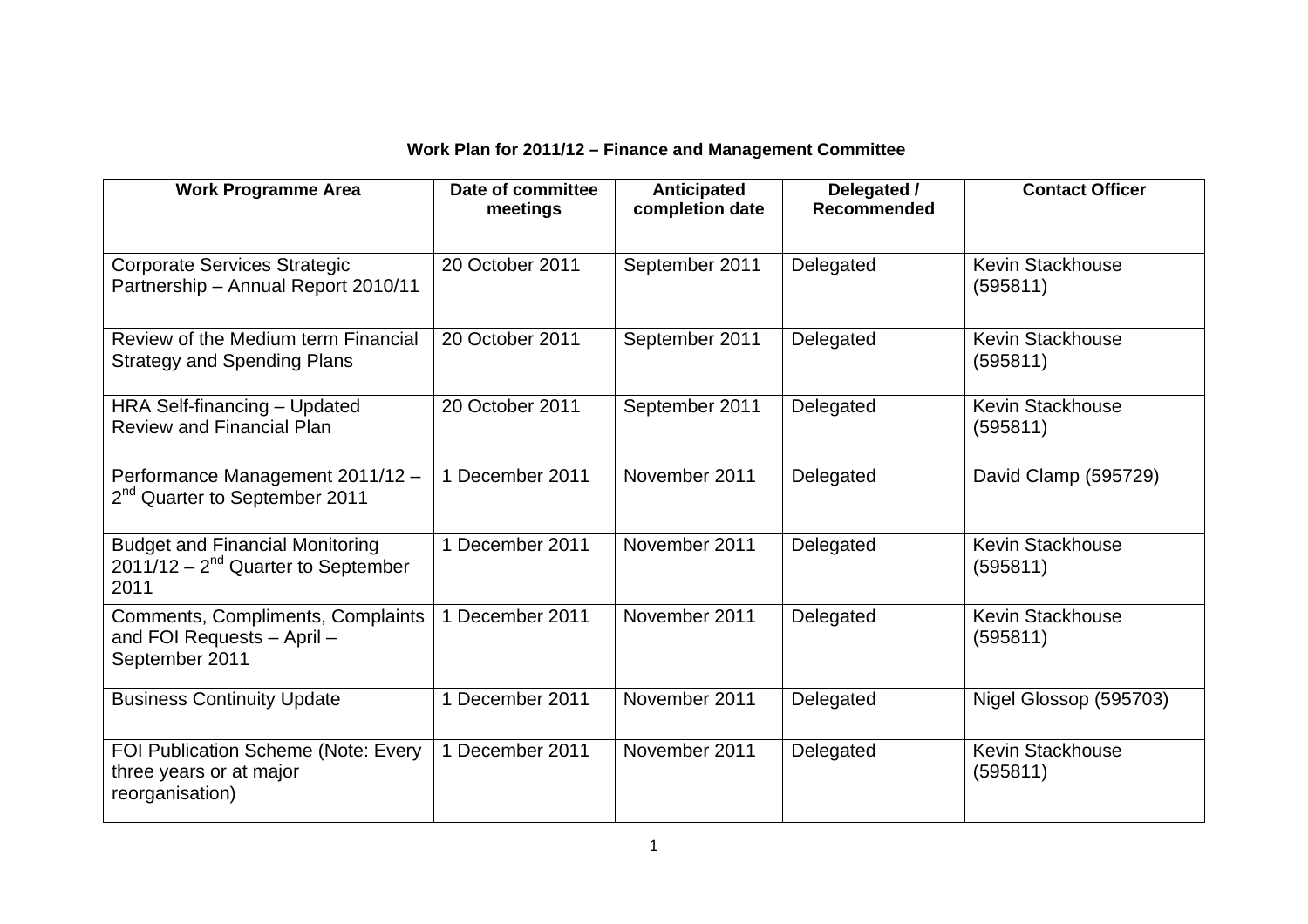**Work Plan for 2011/12 – Finance and Management Committee**

| Work Programme Area | Date of committee meetings | Anticipated completion date | Delegated / Recommended | Contact Officer |
|---|---|---|---|---|
| Corporate Services Strategic Partnership – Annual Report 2010/11 | 20 October 2011 | September 2011 | Delegated | Kevin Stackhouse (595811) |
| Review of the Medium term Financial Strategy and Spending Plans | 20 October 2011 | September 2011 | Delegated | Kevin Stackhouse (595811) |
| HRA Self-financing – Updated Review and Financial Plan | 20 October 2011 | September 2011 | Delegated | Kevin Stackhouse (595811) |
| Performance Management 2011/12 – 2nd Quarter to September 2011 | 1 December 2011 | November 2011 | Delegated | David Clamp (595729) |
| Budget and Financial Monitoring 2011/12 – 2nd Quarter to September 2011 | 1 December 2011 | November 2011 | Delegated | Kevin Stackhouse (595811) |
| Comments, Compliments, Complaints and FOI Requests – April – September 2011 | 1 December 2011 | November 2011 | Delegated | Kevin Stackhouse (595811) |
| Business Continuity Update | 1 December 2011 | November 2011 | Delegated | Nigel Glossop (595703) |
| FOI Publication Scheme (Note: Every three years or at major reorganisation) | 1 December 2011 | November 2011 | Delegated | Kevin Stackhouse (595811) |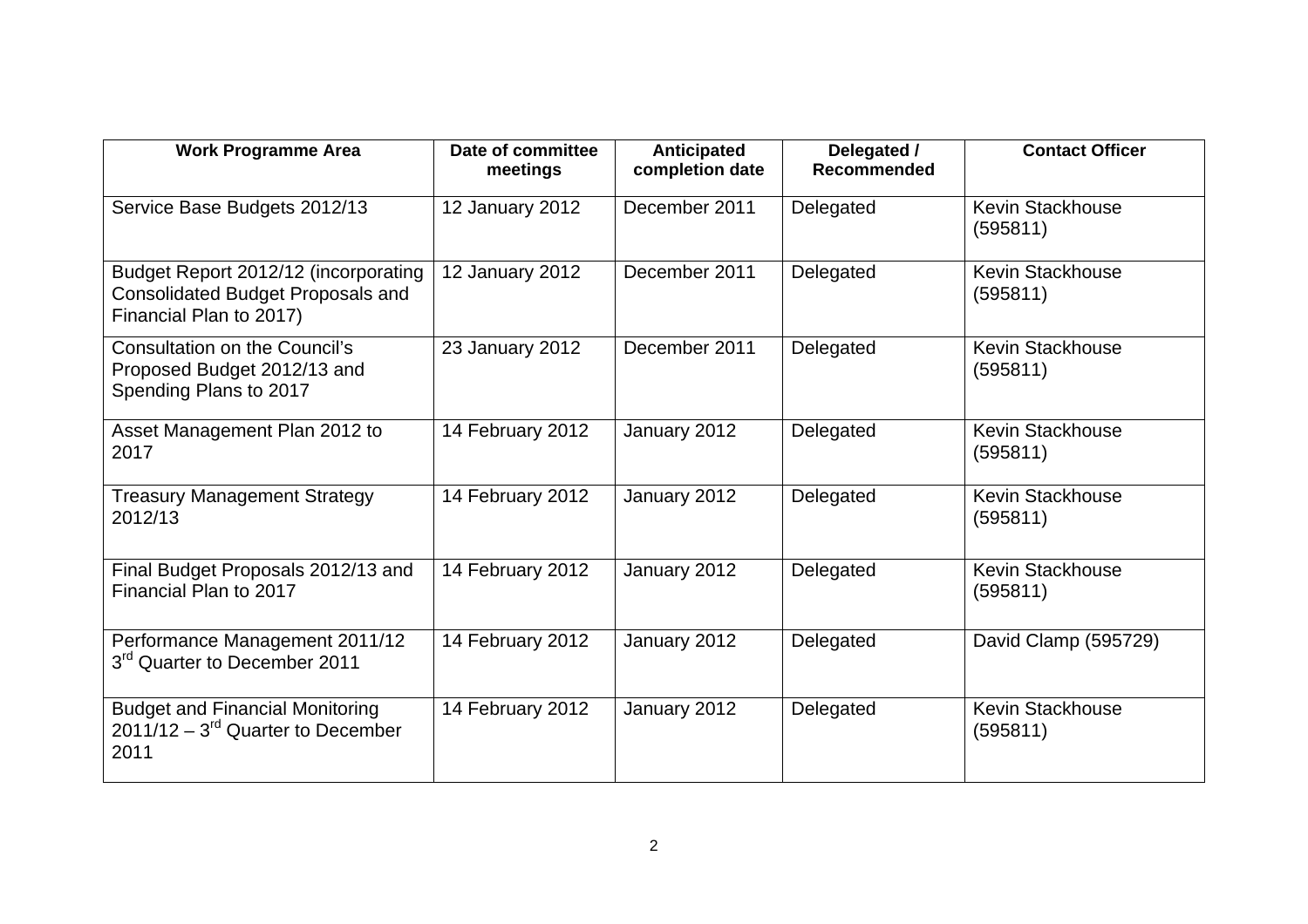| Work Programme Area | Date of committee meetings | Anticipated completion date | Delegated / Recommended | Contact Officer |
| --- | --- | --- | --- | --- |
| Service Base Budgets 2012/13 | 12 January 2012 | December 2011 | Delegated | Kevin Stackhouse (595811) |
| Budget Report 2012/12 (incorporating Consolidated Budget Proposals and Financial Plan to 2017) | 12 January 2012 | December 2011 | Delegated | Kevin Stackhouse (595811) |
| Consultation on the Council's Proposed Budget 2012/13 and Spending Plans to 2017 | 23 January 2012 | December 2011 | Delegated | Kevin Stackhouse (595811) |
| Asset Management Plan 2012 to 2017 | 14 February 2012 | January 2012 | Delegated | Kevin Stackhouse (595811) |
| Treasury Management Strategy 2012/13 | 14 February 2012 | January 2012 | Delegated | Kevin Stackhouse (595811) |
| Final Budget Proposals 2012/13 and Financial Plan to 2017 | 14 February 2012 | January 2012 | Delegated | Kevin Stackhouse (595811) |
| Performance Management 2011/12 3rd Quarter to December 2011 | 14 February 2012 | January 2012 | Delegated | David Clamp (595729) |
| Budget and Financial Monitoring 2011/12 – 3rd Quarter to December 2011 | 14 February 2012 | January 2012 | Delegated | Kevin Stackhouse (595811) |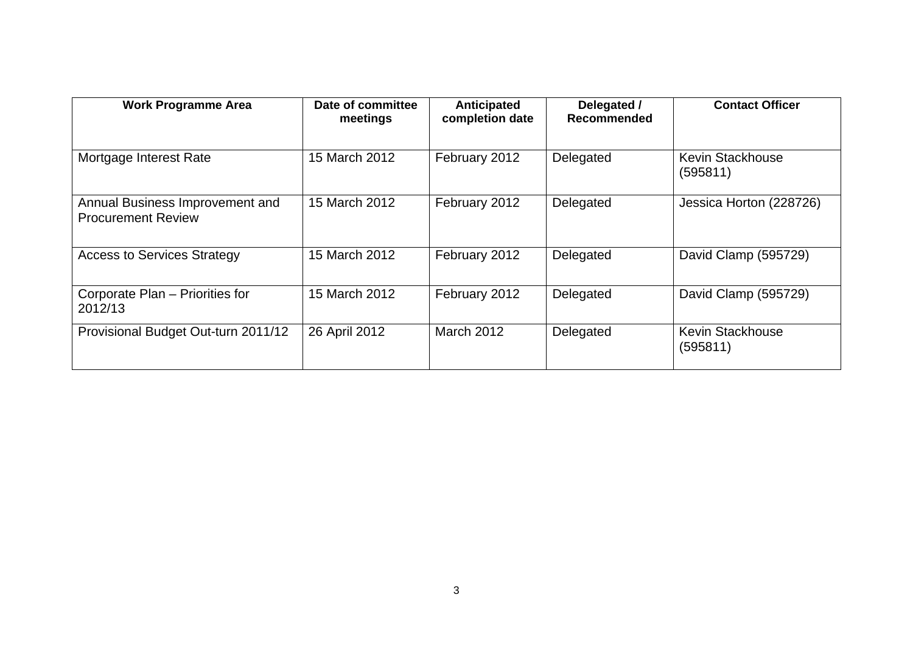| Work Programme Area | Date of committee meetings | Anticipated completion date | Delegated / Recommended | Contact Officer |
|---|---|---|---|---|
| Mortgage Interest Rate | 15 March 2012 | February 2012 | Delegated | Kevin Stackhouse (595811) |
| Annual Business Improvement and Procurement Review | 15 March 2012 | February 2012 | Delegated | Jessica Horton (228726) |
| Access to Services Strategy | 15 March 2012 | February 2012 | Delegated | David Clamp (595729) |
| Corporate Plan – Priorities for 2012/13 | 15 March 2012 | February 2012 | Delegated | David Clamp (595729) |
| Provisional Budget Out-turn 2011/12 | 26 April 2012 | March 2012 | Delegated | Kevin Stackhouse (595811) |